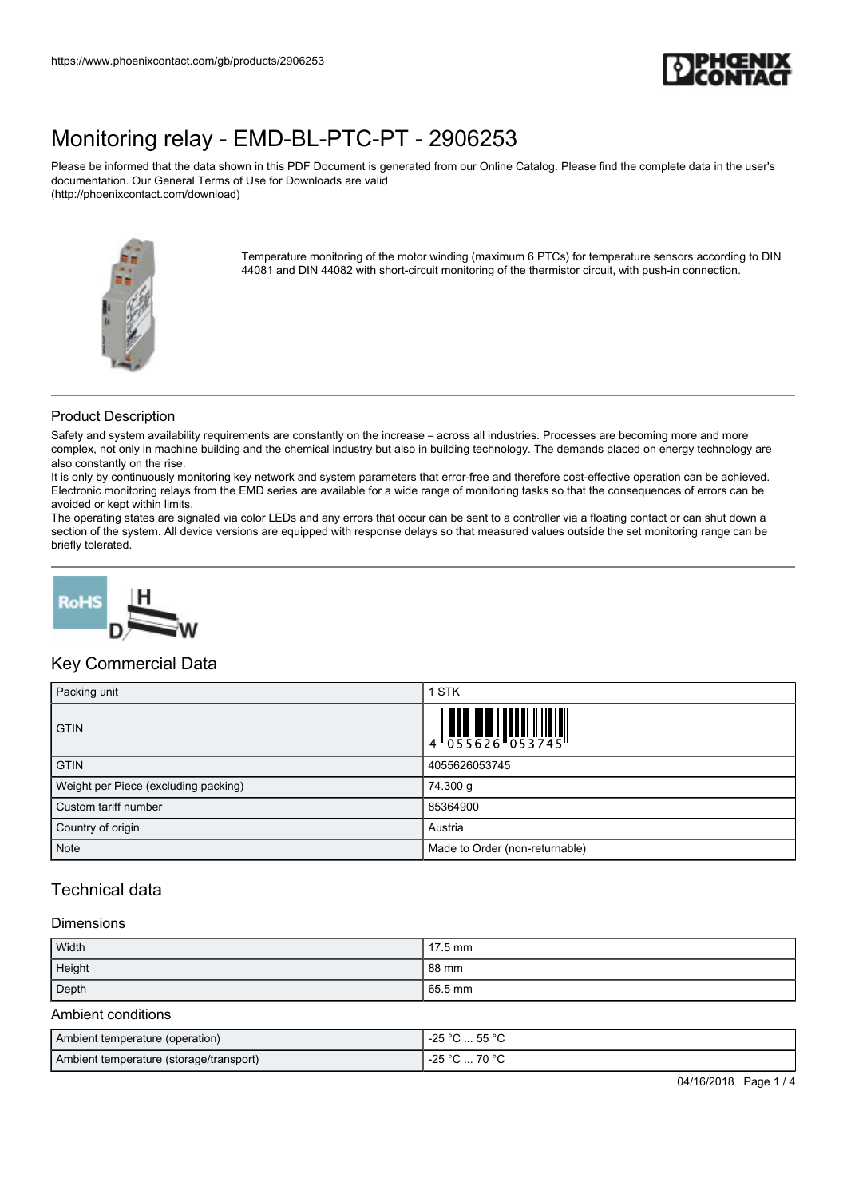# Monitoring relay - EMD-BL-PTC-PT - 2906253

Please be informed that the data shown in this PDF Document is generated from our Online Catalog. Please find the complete data in the user's documentation. Our General Terms of Use for Downloads are valid (http://phoenixcontact.com/download)

Temperature monitoring of the motor winding (maximum 6 PTCs) for temperature sensors according to DIN 44081 and DIN 44082 with short-circuit monitoring of the thermistor circuit, with push-in connection.

## Product Description

Safety and system availability requirements are constantly on the increase – across all industries. Processes are becoming more and more complex, not only in machine building and the chemical industry but also in building technology. The demands placed on energy technology are also constantly on the rise.

It is only by continuously monitoring key network and system parameters that error-free and therefore cost-effective operation can be achieved. Electronic monitoring relays from the EMD series are available for a wide range of monitoring tasks so that the consequences of errors can be avoided or kept within limits.

The operating states are signaled via color LEDs and any errors that occur can be sent to a controller via a floating contact or can shut down a section of the system. All device versions are equipped with response delays so that measured values outside the set monitoring range can be briefly tolerated.

## Key Commercial Data

| | |
|---|---|
| Packing unit | 1 STK |
| GTIN | 4 055626 053745 |
| GTIN | 4055626053745 |
| Weight per Piece (excluding packing) | 74.300 g |
| Custom tariff number | 85364900 |
| Country of origin | Austria |
| Note | Made to Order (non-returnable) |

## Technical data

### Dimensions

| | |
|---|---|
| Width | 17.5 mm |
| Height | 88 mm |
| Depth | 65.5 mm |

### Ambient conditions

| | |
|---|---|
| Ambient temperature (operation) | -25 °C ... 55 °C |
| Ambient temperature (storage/transport) | -25 °C ... 70 °C |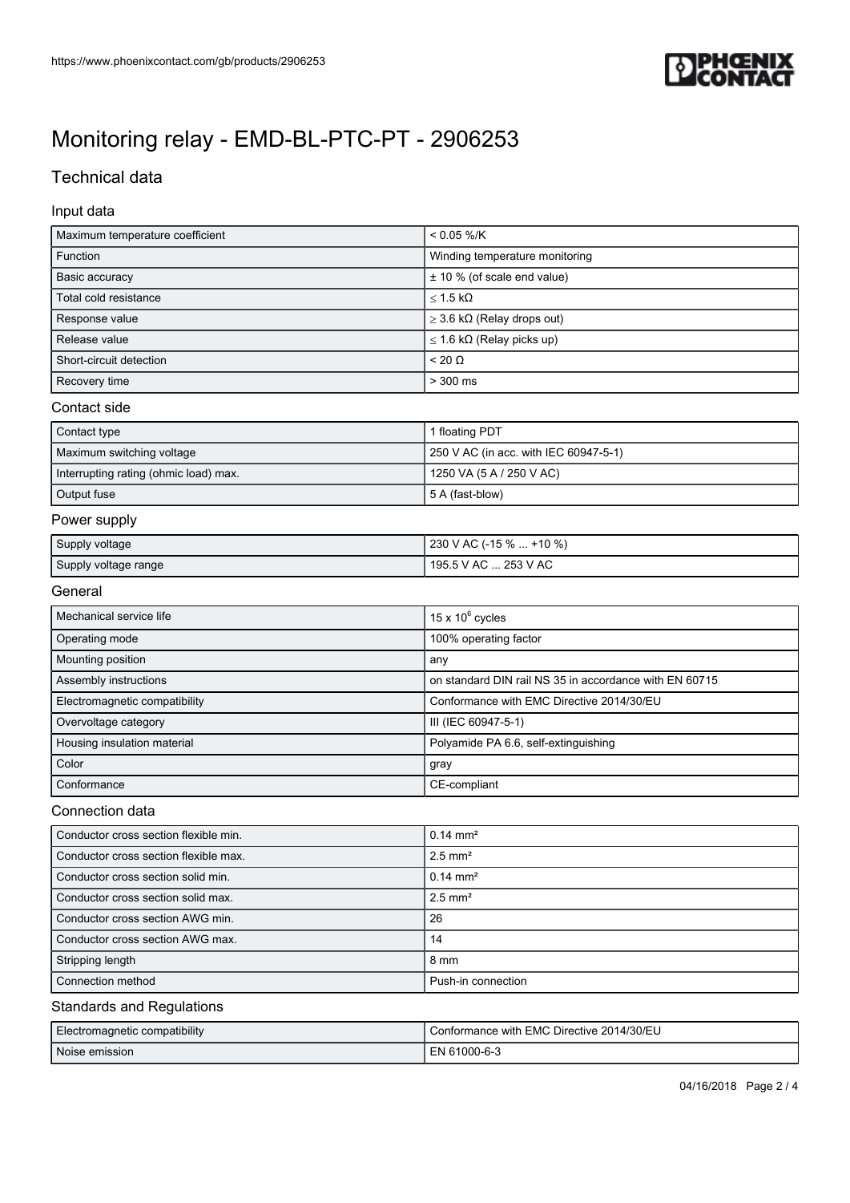# Monitoring relay - EMD-BL-PTC-PT - 2906253

## Technical data

### Input data

| | |
|---|---|
| Maximum temperature coefficient | < 0.05 %/K |
| Function | Winding temperature monitoring |
| Basic accuracy | ± 10 % (of scale end value) |
| Total cold resistance | ≤ 1.5 kΩ |
| Response value | ≥ 3.6 kΩ (Relay drops out) |
| Release value | ≤ 1.6 kΩ (Relay picks up) |
| Short-circuit detection | < 20 Ω |
| Recovery time | > 300 ms |

### Contact side

| | |
|---|---|
| Contact type | 1 floating PDT |
| Maximum switching voltage | 250 V AC (in acc. with IEC 60947-5-1) |
| Interrupting rating (ohmic load) max. | 1250 VA (5 A / 250 V AC) |
| Output fuse | 5 A (fast-blow) |

### Power supply

| | |
|---|---|
| Supply voltage | 230 V AC (-15 % ... +10 %) |
| Supply voltage range | 195.5 V AC ... 253 V AC |

### General

| | |
|---|---|
| Mechanical service life | $15 \times 10^6$ cycles |
| Operating mode | 100% operating factor |
| Mounting position | any |
| Assembly instructions | on standard DIN rail NS 35 in accordance with EN 60715 |
| Electromagnetic compatibility | Conformance with EMC Directive 2014/30/EU |
| Overvoltage category | III (IEC 60947-5-1) |
| Housing insulation material | Polyamide PA 6.6, self-extinguishing |
| Color | gray |
| Conformance | CE-compliant |

### Connection data

| | |
|---|---|
| Conductor cross section flexible min. | 0.14 mm² |
| Conductor cross section flexible max. | 2.5 mm² |
| Conductor cross section solid min. | 0.14 mm² |
| Conductor cross section solid max. | 2.5 mm² |
| Conductor cross section AWG min. | 26 |
| Conductor cross section AWG max. | 14 |
| Stripping length | 8 mm |
| Connection method | Push-in connection |

### Standards and Regulations

| | |
|---|---|
| Electromagnetic compatibility | Conformance with EMC Directive 2014/30/EU |
| Noise emission | EN 61000-6-3 |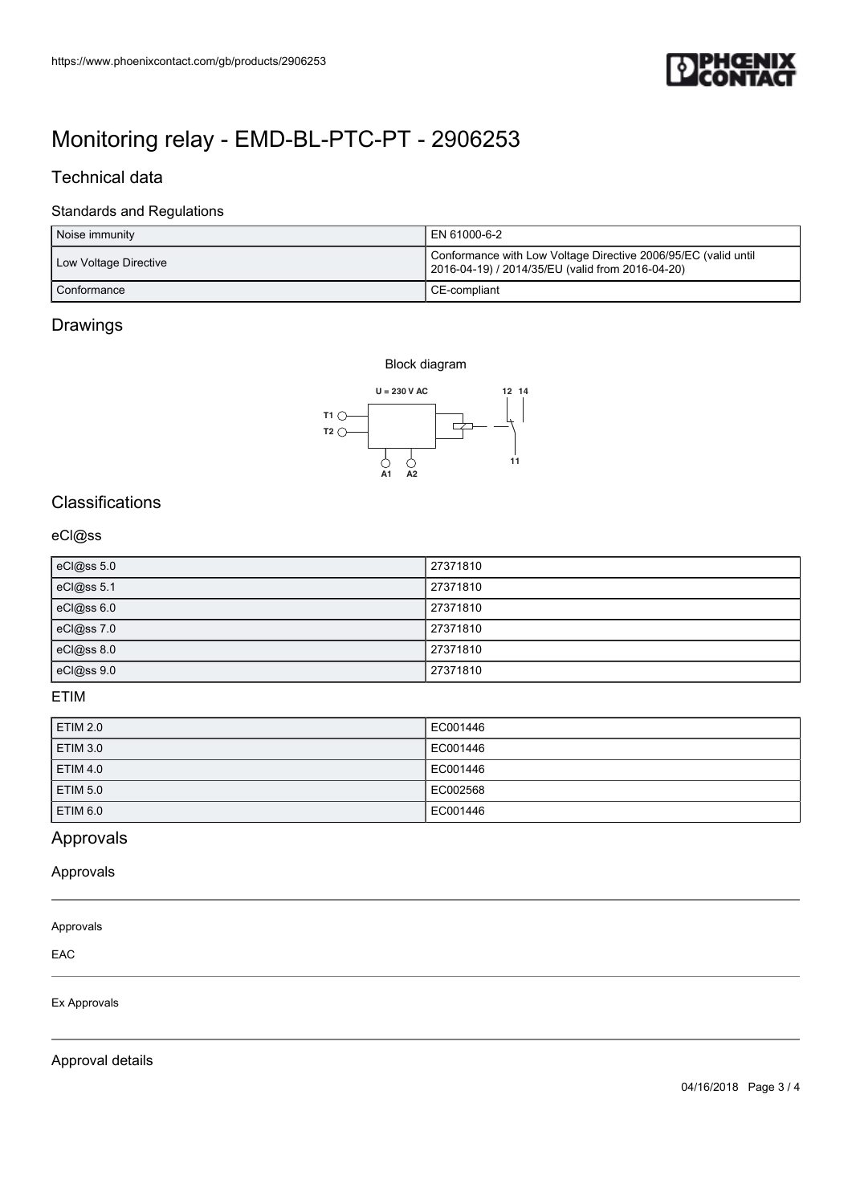# Monitoring relay - EMD-BL-PTC-PT - 2906253

## Technical data

### Standards and Regulations

| | |
|---|---|
| Noise immunity | EN 61000-6-2 |
| Low Voltage Directive | Conformance with Low Voltage Directive 2006/95/EC (valid until 2016-04-19) / 2014/35/EU (valid from 2016-04-20) |
| Conformance | CE-compliant |

## Drawings

Block diagram

U = 230 V AC

T1 T2 A1 A2 12 14 11

## Classifications

### eCl@ss

| | |
|---|---|
| eCl@ss 5.0 | 27371810 |
| eCl@ss 5.1 | 27371810 |
| eCl@ss 6.0 | 27371810 |
| eCl@ss 7.0 | 27371810 |
| eCl@ss 8.0 | 27371810 |
| eCl@ss 9.0 | 27371810 |

### ETIM

| | |
|---|---|
| ETIM 2.0 | EC001446 |
| ETIM 3.0 | EC001446 |
| ETIM 4.0 | EC001446 |
| ETIM 5.0 | EC002568 |
| ETIM 6.0 | EC001446 |

## Approvals

### Approvals

Approvals

EAC

Ex Approvals

### Approval details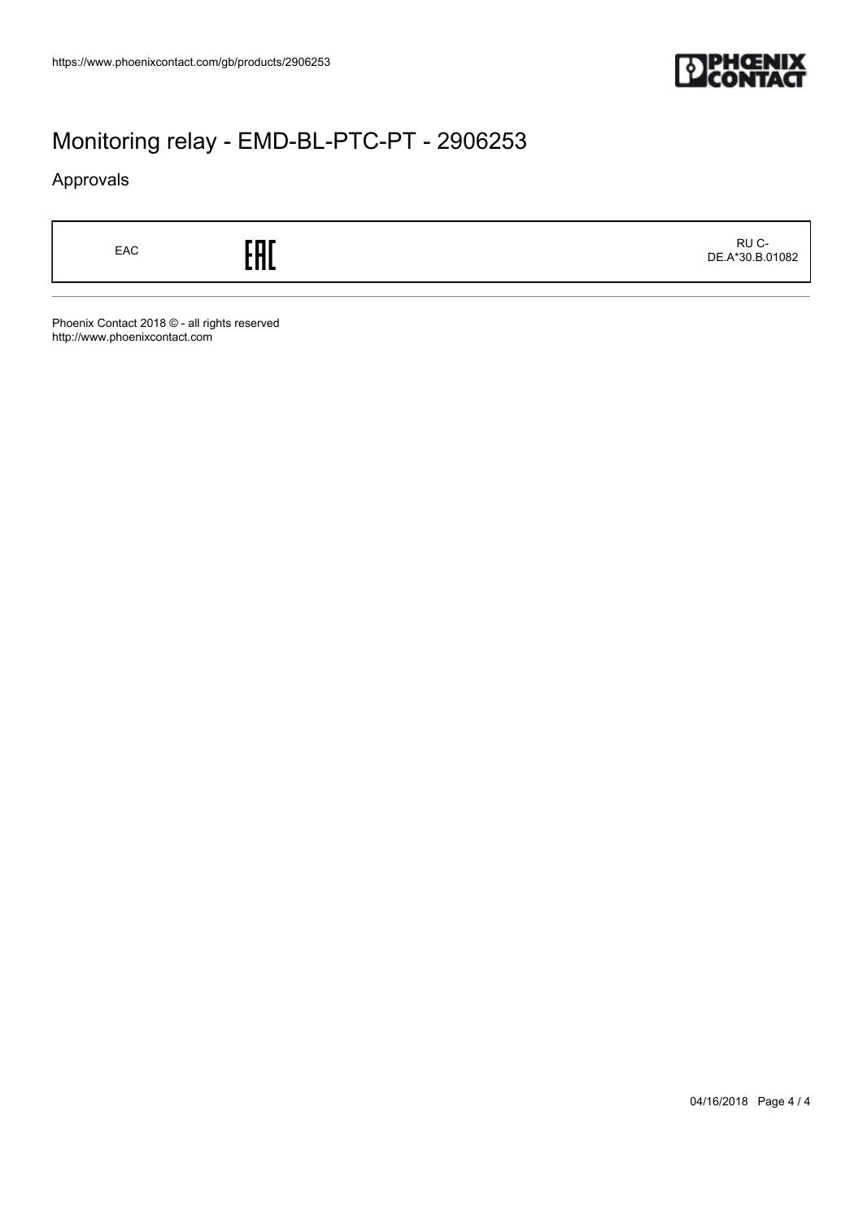# Monitoring relay - EMD-BL-PTC-PT - 2906253

## Approvals

| | | |
|---|---|---|
| EAC | EAC | RU C-DE.A*30.B.01082 |

Phoenix Contact 2018 © - all rights reserved
http://www.phoenixcontact.com